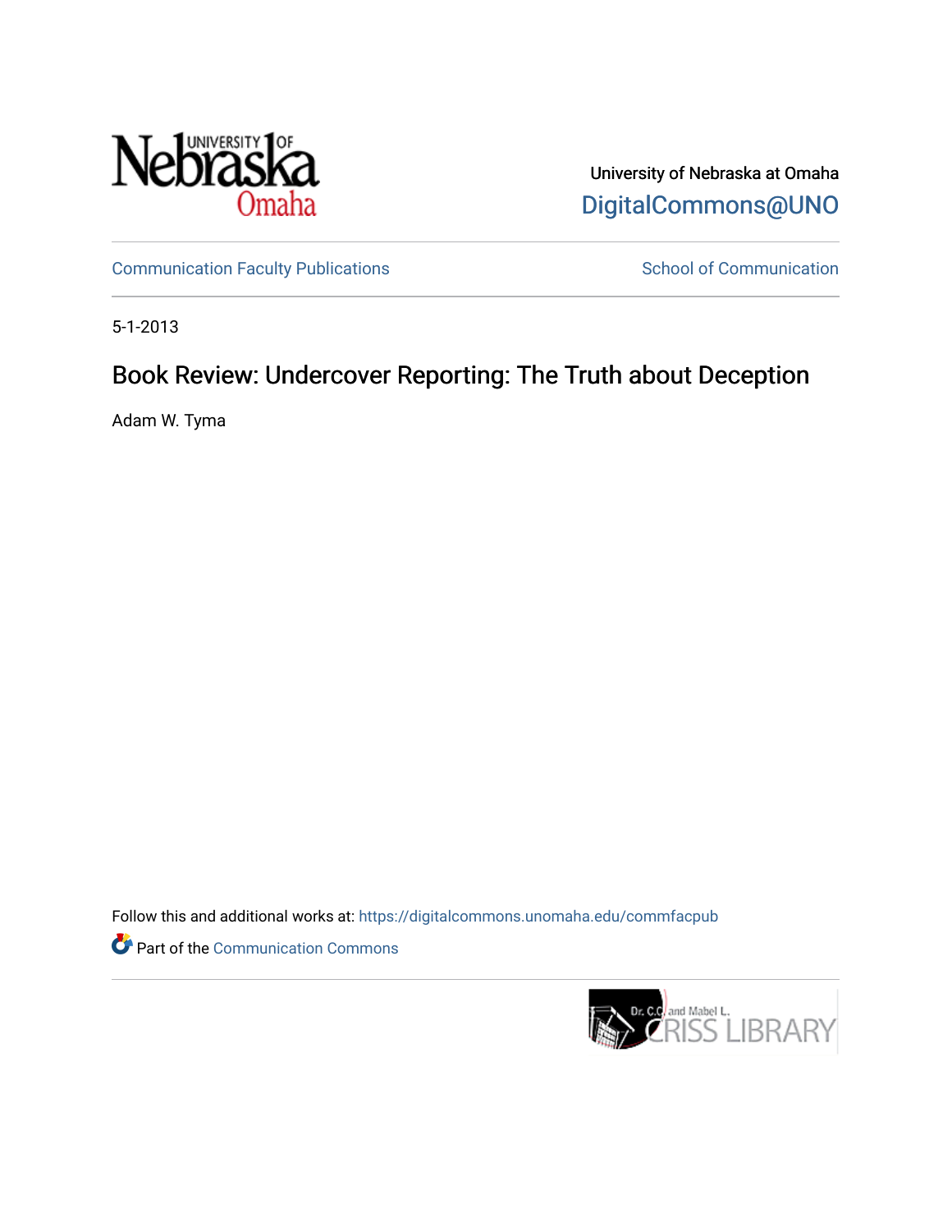University of Nebraska at Omaha

DigitalCommons@UNO

Communication Faculty Publications

School of Communication

5-1-2013

# Book Review: Undercover Reporting: The Truth about Deception

Adam W. Tyma

Follow this and additional works at: https://digitalcommons.unomaha.edu/commfacpub

Part of the Communication Commons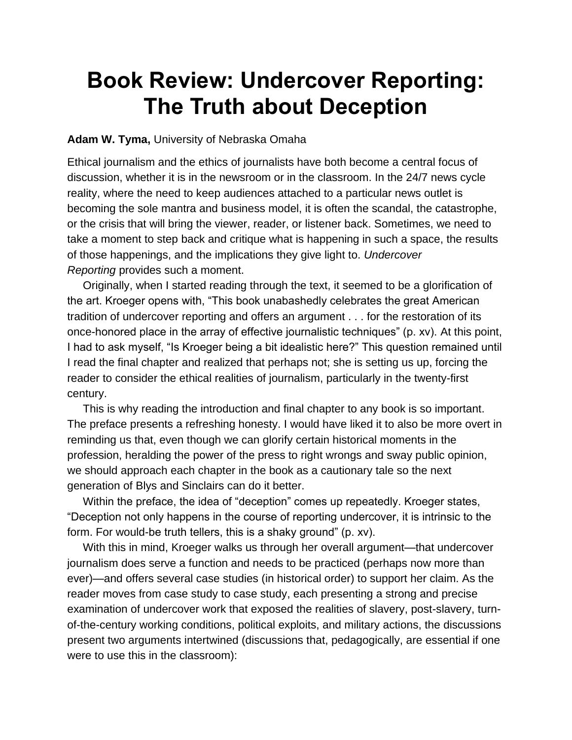# Book Review: Undercover Reporting: The Truth about Deception

**Adam W. Tyma,** University of Nebraska Omaha

Ethical journalism and the ethics of journalists have both become a central focus of discussion, whether it is in the newsroom or in the classroom. In the 24/7 news cycle reality, where the need to keep audiences attached to a particular news outlet is becoming the sole mantra and business model, it is often the scandal, the catastrophe, or the crisis that will bring the viewer, reader, or listener back. Sometimes, we need to take a moment to step back and critique what is happening in such a space, the results of those happenings, and the implications they give light to. *Undercover Reporting* provides such a moment.

Originally, when I started reading through the text, it seemed to be a glorification of the art. Kroeger opens with, "This book unabashedly celebrates the great American tradition of undercover reporting and offers an argument . . . for the restoration of its once-honored place in the array of effective journalistic techniques" (p. xv). At this point, I had to ask myself, "Is Kroeger being a bit idealistic here?" This question remained until I read the final chapter and realized that perhaps not; she is setting us up, forcing the reader to consider the ethical realities of journalism, particularly in the twenty-first century.

This is why reading the introduction and final chapter to any book is so important. The preface presents a refreshing honesty. I would have liked it to also be more overt in reminding us that, even though we can glorify certain historical moments in the profession, heralding the power of the press to right wrongs and sway public opinion, we should approach each chapter in the book as a cautionary tale so the next generation of Blys and Sinclairs can do it better.

Within the preface, the idea of "deception" comes up repeatedly. Kroeger states, "Deception not only happens in the course of reporting undercover, it is intrinsic to the form. For would-be truth tellers, this is a shaky ground" (p. xv).

With this in mind, Kroeger walks us through her overall argument—that undercover journalism does serve a function and needs to be practiced (perhaps now more than ever)—and offers several case studies (in historical order) to support her claim. As the reader moves from case study to case study, each presenting a strong and precise examination of undercover work that exposed the realities of slavery, post-slavery, turn-of-the-century working conditions, political exploits, and military actions, the discussions present two arguments intertwined (discussions that, pedagogically, are essential if one were to use this in the classroom):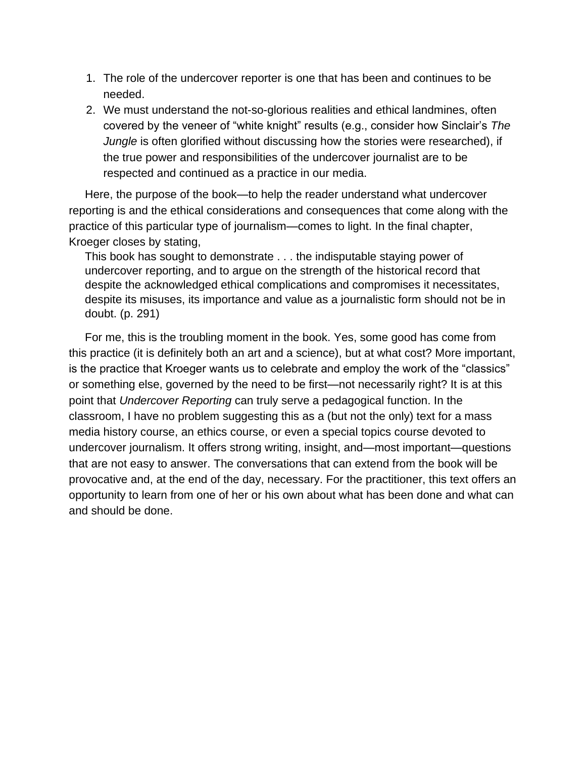1. The role of the undercover reporter is one that has been and continues to be needed.
2. We must understand the not-so-glorious realities and ethical landmines, often covered by the veneer of "white knight" results (e.g., consider how Sinclair's *The Jungle* is often glorified without discussing how the stories were researched), if the true power and responsibilities of the undercover journalist are to be respected and continued as a practice in our media.

Here, the purpose of the book—to help the reader understand what undercover reporting is and the ethical considerations and consequences that come along with the practice of this particular type of journalism—comes to light. In the final chapter, Kroeger closes by stating,

> This book has sought to demonstrate . . . the indisputable staying power of undercover reporting, and to argue on the strength of the historical record that despite the acknowledged ethical complications and compromises it necessitates, despite its misuses, its importance and value as a journalistic form should not be in doubt. (p. 291)

For me, this is the troubling moment in the book. Yes, some good has come from this practice (it is definitely both an art and a science), but at what cost? More important, is the practice that Kroeger wants us to celebrate and employ the work of the "classics" or something else, governed by the need to be first—not necessarily right? It is at this point that *Undercover Reporting* can truly serve a pedagogical function. In the classroom, I have no problem suggesting this as a (but not the only) text for a mass media history course, an ethics course, or even a special topics course devoted to undercover journalism. It offers strong writing, insight, and—most important—questions that are not easy to answer. The conversations that can extend from the book will be provocative and, at the end of the day, necessary. For the practitioner, this text offers an opportunity to learn from one of her or his own about what has been done and what can and should be done.